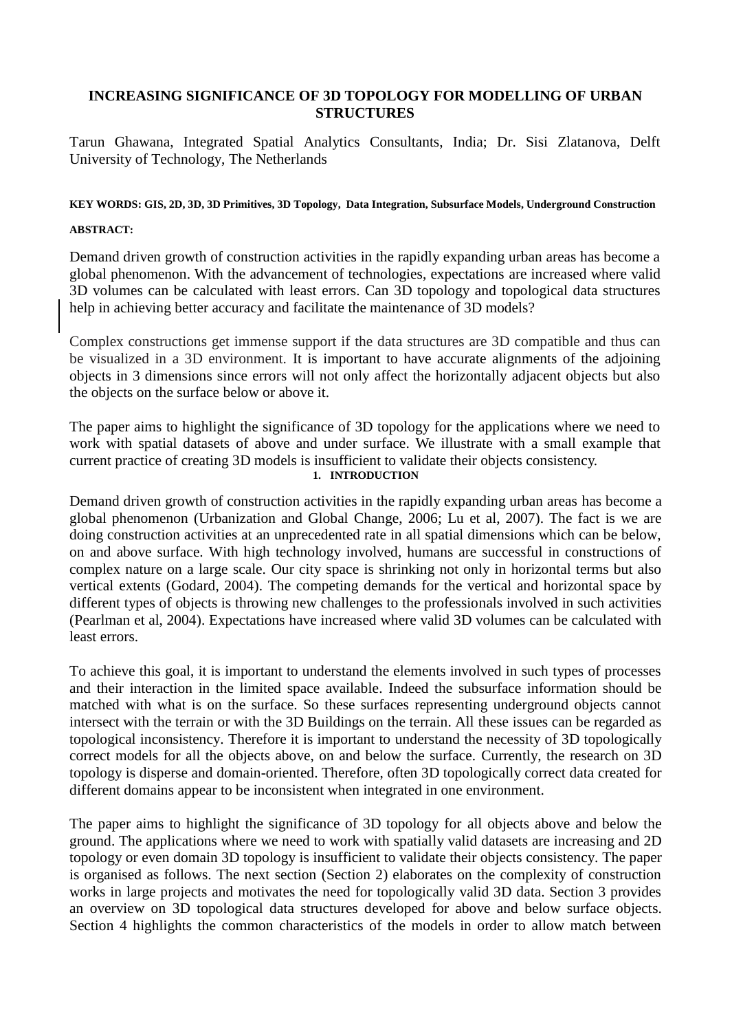# INCREASING SIGNIFICANCE OF 3D TOPOLOGY FOR MODELLING OF URBAN STRUCTURES

Tarun Ghawana, Integrated Spatial Analytics Consultants, India; Dr. Sisi Zlatanova, Delft University of Technology, The Netherlands

**KEY WORDS: GIS, 2D, 3D, 3D Primitives, 3D Topology, Data Integration, Subsurface Models, Underground Construction**

**ABSTRACT:**

Demand driven growth of construction activities in the rapidly expanding urban areas has become a global phenomenon. With the advancement of technologies, expectations are increased where valid 3D volumes can be calculated with least errors. Can 3D topology and topological data structures help in achieving better accuracy and facilitate the maintenance of 3D models?

Complex constructions get immense support if the data structures are 3D compatible and thus can be visualized in a 3D environment. It is important to have accurate alignments of the adjoining objects in 3 dimensions since errors will not only affect the horizontally adjacent objects but also the objects on the surface below or above it.

The paper aims to highlight the significance of 3D topology for the applications where we need to work with spatial datasets of above and under surface. We illustrate with a small example that current practice of creating 3D models is insufficient to validate their objects consistency.

## 1. INTRODUCTION

Demand driven growth of construction activities in the rapidly expanding urban areas has become a global phenomenon (Urbanization and Global Change, 2006; Lu et al, 2007). The fact is we are doing construction activities at an unprecedented rate in all spatial dimensions which can be below, on and above surface. With high technology involved, humans are successful in constructions of complex nature on a large scale. Our city space is shrinking not only in horizontal terms but also vertical extents (Godard, 2004). The competing demands for the vertical and horizontal space by different types of objects is throwing new challenges to the professionals involved in such activities (Pearlman et al, 2004). Expectations have increased where valid 3D volumes can be calculated with least errors.

To achieve this goal, it is important to understand the elements involved in such types of processes and their interaction in the limited space available. Indeed the subsurface information should be matched with what is on the surface. So these surfaces representing underground objects cannot intersect with the terrain or with the 3D Buildings on the terrain. All these issues can be regarded as topological inconsistency. Therefore it is important to understand the necessity of 3D topologically correct models for all the objects above, on and below the surface. Currently, the research on 3D topology is disperse and domain-oriented. Therefore, often 3D topologically correct data created for different domains appear to be inconsistent when integrated in one environment.

The paper aims to highlight the significance of 3D topology for all objects above and below the ground. The applications where we need to work with spatially valid datasets are increasing and 2D topology or even domain 3D topology is insufficient to validate their objects consistency. The paper is organised as follows. The next section (Section 2) elaborates on the complexity of construction works in large projects and motivates the need for topologically valid 3D data. Section 3 provides an overview on 3D topological data structures developed for above and below surface objects. Section 4 highlights the common characteristics of the models in order to allow match between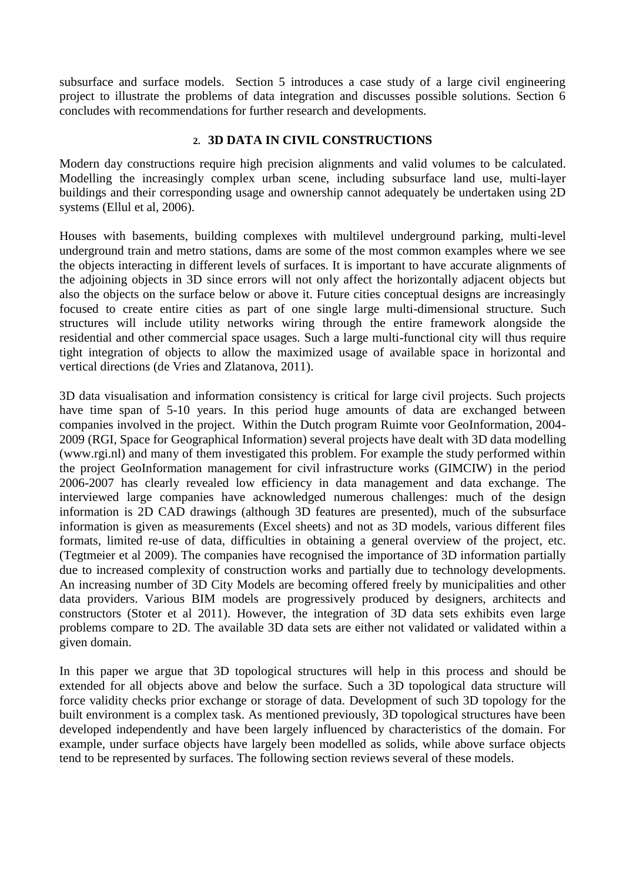subsurface and surface models. Section 5 introduces a case study of a large civil engineering project to illustrate the problems of data integration and discusses possible solutions. Section 6 concludes with recommendations for further research and developments.

## 2. 3D DATA IN CIVIL CONSTRUCTIONS

Modern day constructions require high precision alignments and valid volumes to be calculated. Modelling the increasingly complex urban scene, including subsurface land use, multi-layer buildings and their corresponding usage and ownership cannot adequately be undertaken using 2D systems (Ellul et al, 2006).

Houses with basements, building complexes with multilevel underground parking, multi-level underground train and metro stations, dams are some of the most common examples where we see the objects interacting in different levels of surfaces. It is important to have accurate alignments of the adjoining objects in 3D since errors will not only affect the horizontally adjacent objects but also the objects on the surface below or above it. Future cities conceptual designs are increasingly focused to create entire cities as part of one single large multi-dimensional structure. Such structures will include utility networks wiring through the entire framework alongside the residential and other commercial space usages. Such a large multi-functional city will thus require tight integration of objects to allow the maximized usage of available space in horizontal and vertical directions (de Vries and Zlatanova, 2011).

3D data visualisation and information consistency is critical for large civil projects. Such projects have time span of 5-10 years. In this period huge amounts of data are exchanged between companies involved in the project. Within the Dutch program Ruimte voor GeoInformation, 2004-2009 (RGI, Space for Geographical Information) several projects have dealt with 3D data modelling (www.rgi.nl) and many of them investigated this problem. For example the study performed within the project GeoInformation management for civil infrastructure works (GIMCIW) in the period 2006-2007 has clearly revealed low efficiency in data management and data exchange. The interviewed large companies have acknowledged numerous challenges: much of the design information is 2D CAD drawings (although 3D features are presented), much of the subsurface information is given as measurements (Excel sheets) and not as 3D models, various different files formats, limited re-use of data, difficulties in obtaining a general overview of the project, etc. (Tegtmeier et al 2009). The companies have recognised the importance of 3D information partially due to increased complexity of construction works and partially due to technology developments. An increasing number of 3D City Models are becoming offered freely by municipalities and other data providers. Various BIM models are progressively produced by designers, architects and constructors (Stoter et al 2011). However, the integration of 3D data sets exhibits even large problems compare to 2D. The available 3D data sets are either not validated or validated within a given domain.

In this paper we argue that 3D topological structures will help in this process and should be extended for all objects above and below the surface. Such a 3D topological data structure will force validity checks prior exchange or storage of data. Development of such 3D topology for the built environment is a complex task. As mentioned previously, 3D topological structures have been developed independently and have been largely influenced by characteristics of the domain. For example, under surface objects have largely been modelled as solids, while above surface objects tend to be represented by surfaces. The following section reviews several of these models.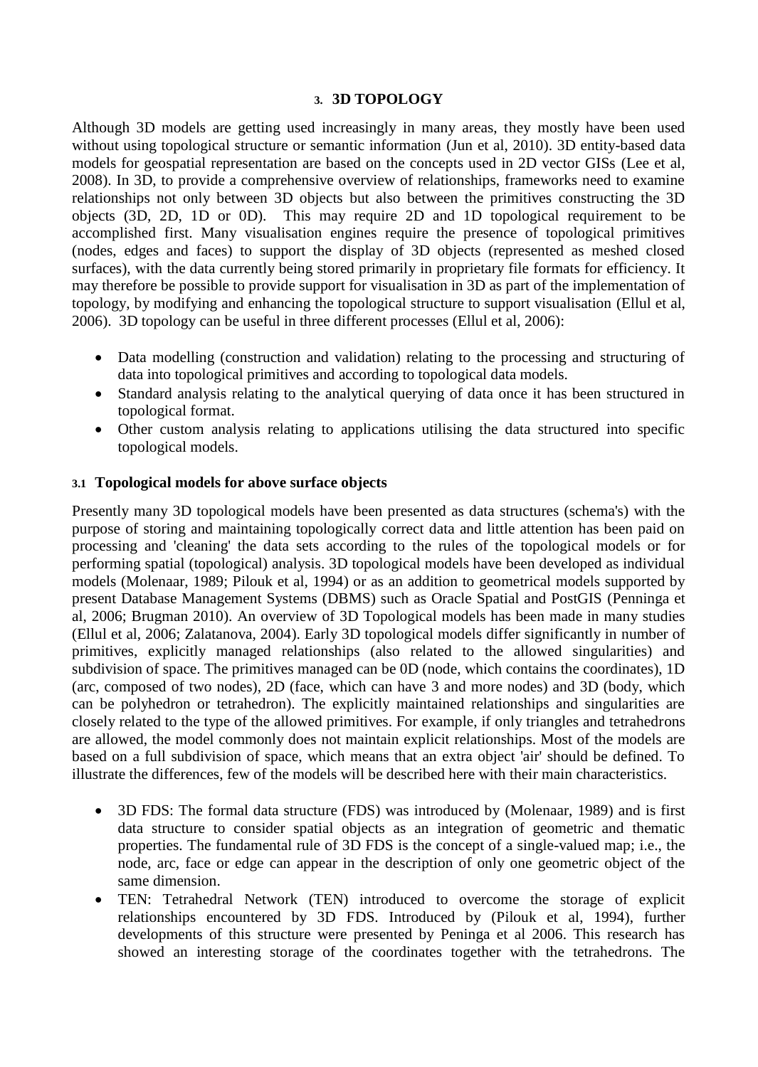## 3. 3D TOPOLOGY

Although 3D models are getting used increasingly in many areas, they mostly have been used without using topological structure or semantic information (Jun et al, 2010). 3D entity-based data models for geospatial representation are based on the concepts used in 2D vector GISs (Lee et al, 2008). In 3D, to provide a comprehensive overview of relationships, frameworks need to examine relationships not only between 3D objects but also between the primitives constructing the 3D objects (3D, 2D, 1D or 0D). This may require 2D and 1D topological requirement to be accomplished first. Many visualisation engines require the presence of topological primitives (nodes, edges and faces) to support the display of 3D objects (represented as meshed closed surfaces), with the data currently being stored primarily in proprietary file formats for efficiency. It may therefore be possible to provide support for visualisation in 3D as part of the implementation of topology, by modifying and enhancing the topological structure to support visualisation (Ellul et al, 2006). 3D topology can be useful in three different processes (Ellul et al, 2006):

- Data modelling (construction and validation) relating to the processing and structuring of data into topological primitives and according to topological data models.
- Standard analysis relating to the analytical querying of data once it has been structured in topological format.
- Other custom analysis relating to applications utilising the data structured into specific topological models.

### 3.1 Topological models for above surface objects

Presently many 3D topological models have been presented as data structures (schema's) with the purpose of storing and maintaining topologically correct data and little attention has been paid on processing and 'cleaning' the data sets according to the rules of the topological models or for performing spatial (topological) analysis. 3D topological models have been developed as individual models (Molenaar, 1989; Pilouk et al, 1994) or as an addition to geometrical models supported by present Database Management Systems (DBMS) such as Oracle Spatial and PostGIS (Penninga et al, 2006; Brugman 2010). An overview of 3D Topological models has been made in many studies (Ellul et al, 2006; Zalatanova, 2004). Early 3D topological models differ significantly in number of primitives, explicitly managed relationships (also related to the allowed singularities) and subdivision of space. The primitives managed can be 0D (node, which contains the coordinates), 1D (arc, composed of two nodes), 2D (face, which can have 3 and more nodes) and 3D (body, which can be polyhedron or tetrahedron). The explicitly maintained relationships and singularities are closely related to the type of the allowed primitives. For example, if only triangles and tetrahedrons are allowed, the model commonly does not maintain explicit relationships. Most of the models are based on a full subdivision of space, which means that an extra object 'air' should be defined. To illustrate the differences, few of the models will be described here with their main characteristics.

- 3D FDS: The formal data structure (FDS) was introduced by (Molenaar, 1989) and is first data structure to consider spatial objects as an integration of geometric and thematic properties. The fundamental rule of 3D FDS is the concept of a single-valued map; i.e., the node, arc, face or edge can appear in the description of only one geometric object of the same dimension.
- TEN: Tetrahedral Network (TEN) introduced to overcome the storage of explicit relationships encountered by 3D FDS. Introduced by (Pilouk et al, 1994), further developments of this structure were presented by Peninga et al 2006. This research has showed an interesting storage of the coordinates together with the tetrahedrons. The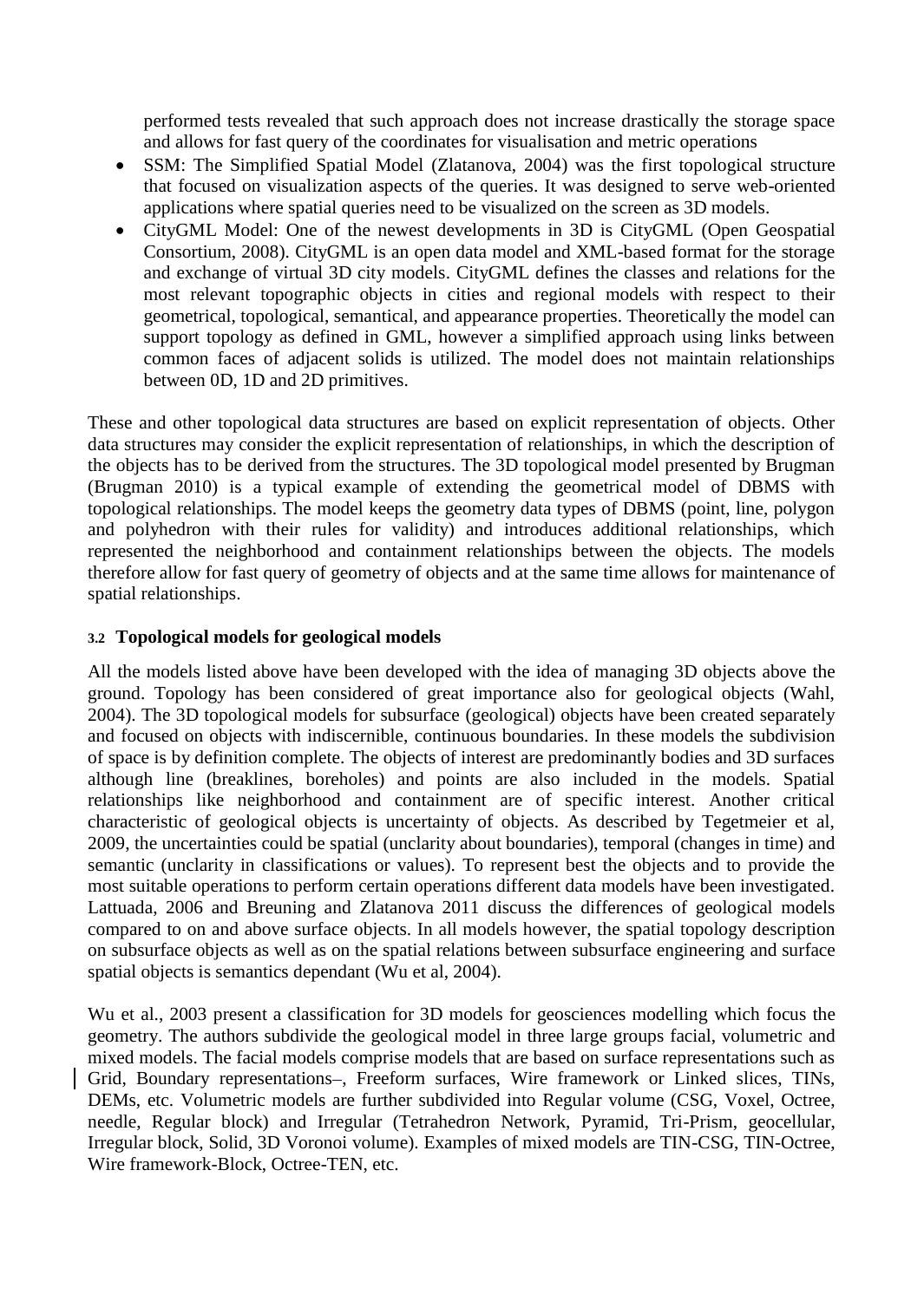performed tests revealed that such approach does not increase drastically the storage space and allows for fast query of the coordinates for visualisation and metric operations

- SSM: The Simplified Spatial Model (Zlatanova, 2004) was the first topological structure that focused on visualization aspects of the queries. It was designed to serve web-oriented applications where spatial queries need to be visualized on the screen as 3D models.
- CityGML Model: One of the newest developments in 3D is CityGML (Open Geospatial Consortium, 2008). CityGML is an open data model and XML-based format for the storage and exchange of virtual 3D city models. CityGML defines the classes and relations for the most relevant topographic objects in cities and regional models with respect to their geometrical, topological, semantical, and appearance properties. Theoretically the model can support topology as defined in GML, however a simplified approach using links between common faces of adjacent solids is utilized. The model does not maintain relationships between 0D, 1D and 2D primitives.

These and other topological data structures are based on explicit representation of objects. Other data structures may consider the explicit representation of relationships, in which the description of the objects has to be derived from the structures. The 3D topological model presented by Brugman (Brugman 2010) is a typical example of extending the geometrical model of DBMS with topological relationships. The model keeps the geometry data types of DBMS (point, line, polygon and polyhedron with their rules for validity) and introduces additional relationships, which represented the neighborhood and containment relationships between the objects. The models therefore allow for fast query of geometry of objects and at the same time allows for maintenance of spatial relationships.

### 3.2 Topological models for geological models

All the models listed above have been developed with the idea of managing 3D objects above the ground. Topology has been considered of great importance also for geological objects (Wahl, 2004). The 3D topological models for subsurface (geological) objects have been created separately and focused on objects with indiscernible, continuous boundaries. In these models the subdivision of space is by definition complete. The objects of interest are predominantly bodies and 3D surfaces although line (breaklines, boreholes) and points are also included in the models. Spatial relationships like neighborhood and containment are of specific interest. Another critical characteristic of geological objects is uncertainty of objects. As described by Tegetmeier et al, 2009, the uncertainties could be spatial (unclarity about boundaries), temporal (changes in time) and semantic (unclarity in classifications or values). To represent best the objects and to provide the most suitable operations to perform certain operations different data models have been investigated. Lattuada, 2006 and Breuning and Zlatanova 2011 discuss the differences of geological models compared to on and above surface objects. In all models however, the spatial topology description on subsurface objects as well as on the spatial relations between subsurface engineering and surface spatial objects is semantics dependant (Wu et al, 2004).

Wu et al., 2003 present a classification for 3D models for geosciences modelling which focus the geometry. The authors subdivide the geological model in three large groups facial, volumetric and mixed models. The facial models comprise models that are based on surface representations such as Grid, Boundary representations–, Freeform surfaces, Wire framework or Linked slices, TINs, DEMs, etc. Volumetric models are further subdivided into Regular volume (CSG, Voxel, Octree, needle, Regular block) and Irregular (Tetrahedron Network, Pyramid, Tri-Prism, geocellular, Irregular block, Solid, 3D Voronoi volume). Examples of mixed models are TIN-CSG, TIN-Octree, Wire framework-Block, Octree-TEN, etc.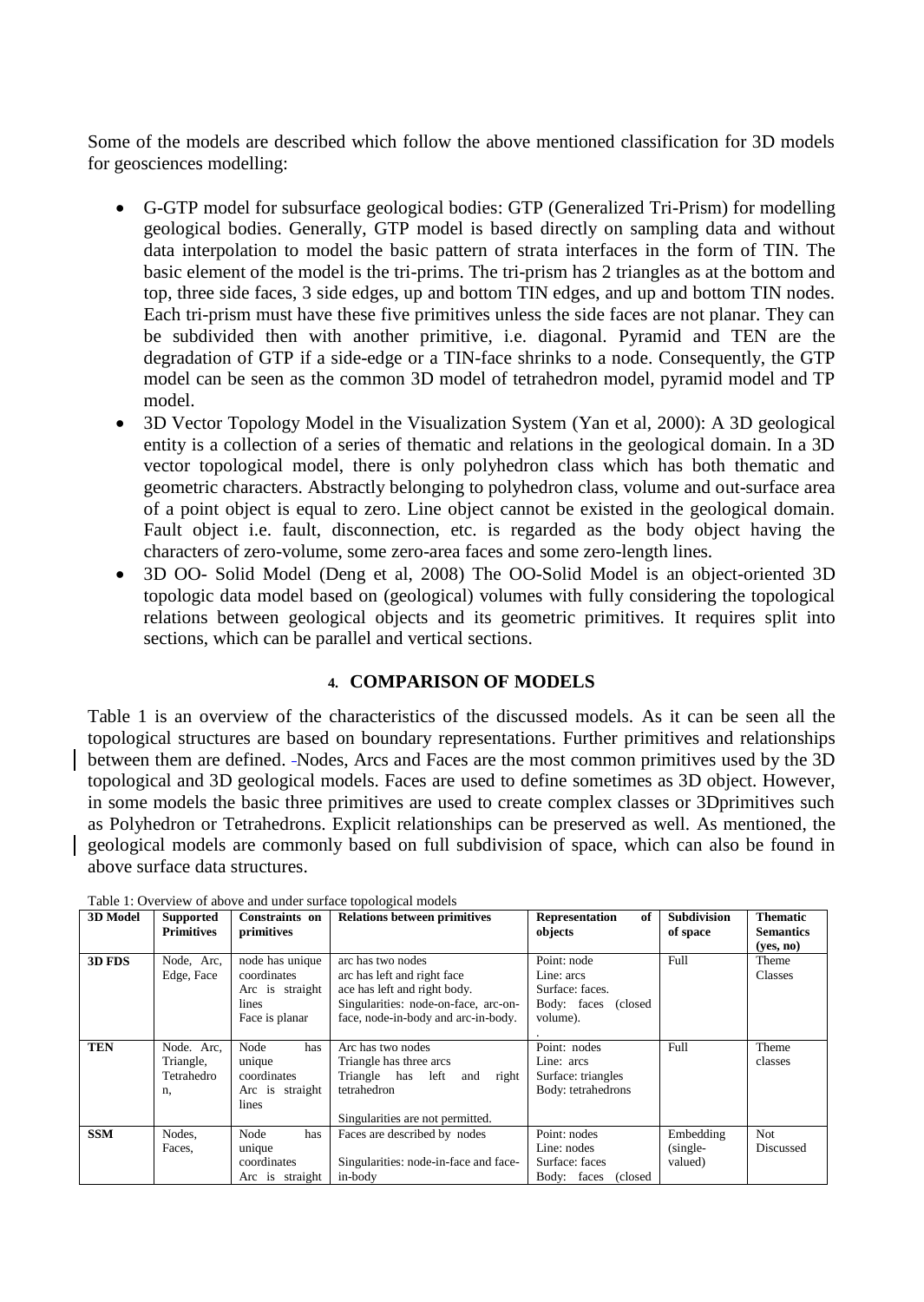Some of the models are described which follow the above mentioned classification for 3D models for geosciences modelling:

- G-GTP model for subsurface geological bodies: GTP (Generalized Tri-Prism) for modelling geological bodies. Generally, GTP model is based directly on sampling data and without data interpolation to model the basic pattern of strata interfaces in the form of TIN. The basic element of the model is the tri-prims. The tri-prism has 2 triangles as at the bottom and top, three side faces, 3 side edges, up and bottom TIN edges, and up and bottom TIN nodes. Each tri-prism must have these five primitives unless the side faces are not planar. They can be subdivided then with another primitive, i.e. diagonal. Pyramid and TEN are the degradation of GTP if a side-edge or a TIN-face shrinks to a node. Consequently, the GTP model can be seen as the common 3D model of tetrahedron model, pyramid model and TP model.
- 3D Vector Topology Model in the Visualization System (Yan et al, 2000): A 3D geological entity is a collection of a series of thematic and relations in the geological domain. In a 3D vector topological model, there is only polyhedron class which has both thematic and geometric characters. Abstractly belonging to polyhedron class, volume and out-surface area of a point object is equal to zero. Line object cannot be existed in the geological domain. Fault object i.e. fault, disconnection, etc. is regarded as the body object having the characters of zero-volume, some zero-area faces and some zero-length lines.
- 3D OO- Solid Model (Deng et al, 2008) The OO-Solid Model is an object-oriented 3D topologic data model based on (geological) volumes with fully considering the topological relations between geological objects and its geometric primitives. It requires split into sections, which can be parallel and vertical sections.

## 4. COMPARISON OF MODELS

Table 1 is an overview of the characteristics of the discussed models. As it can be seen all the topological structures are based on boundary representations. Further primitives and relationships between them are defined. Nodes, Arcs and Faces are the most common primitives used by the 3D topological and 3D geological models. Faces are used to define sometimes as 3D object. However, in some models the basic three primitives are used to create complex classes or 3Dprimitives such as Polyhedron or Tetrahedrons. Explicit relationships can be preserved as well. As mentioned, the geological models are commonly based on full subdivision of space, which can also be found in above surface data structures.

Table 1: Overview of above and under surface topological models

| 3D Model | Supported Primitives | Constraints on primitives | Relations between primitives | Representation of objects | Subdivision of space | Thematic Semantics (yes, no) |
|---|---|---|---|---|---|---|
| 3D FDS | Node, Arc, Edge, Face | node has unique coordinates<br>Arc is straight lines<br>Face is planar | arc has two nodes<br>arc has left and right face<br>ace has left and right body.<br>Singularities: node-on-face, arc-on-face, node-in-body and arc-in-body. | Point: node<br>Line: arcs<br>Surface: faces.<br>Body: faces (closed volume).<br>. | Full | Theme Classes |
| TEN | Node. Arc, Triangle, Tetrahedron, | Node has unique coordinates<br>Arc is straight lines | Arc has two nodes<br>Triangle has three arcs<br>Triangle has left and right tetrahedron<br><br>Singularities are not permitted. | Point: nodes<br>Line: arcs<br>Surface: triangles<br>Body: tetrahedrons | Full | Theme classes |
| SSM | Nodes, Faces, | Node has unique coordinates<br>Arc is straight | Faces are described by nodes<br><br>Singularities: node-in-face and face-in-body | Point: nodes<br>Line: nodes<br>Surface: faces<br>Body: faces (closed | Embedding (single-valued) | Not Discussed |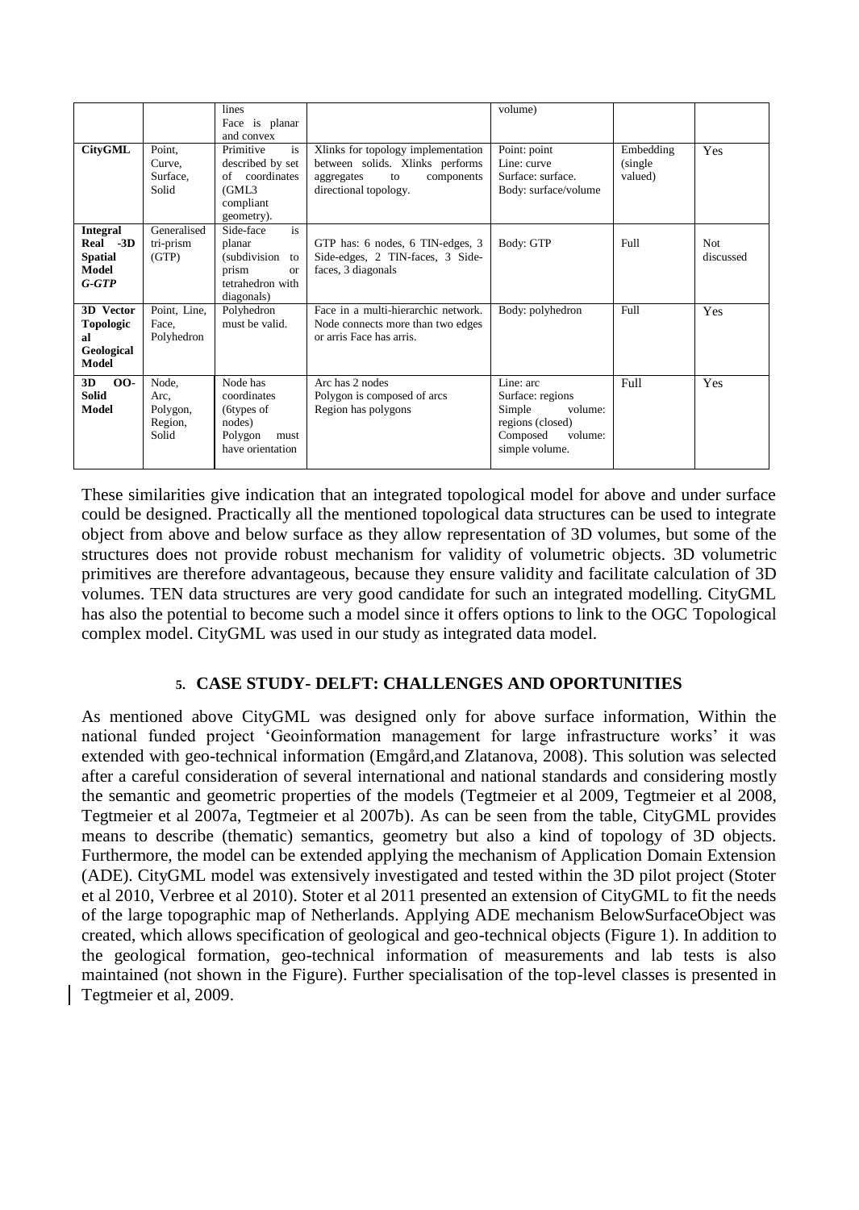|  |  | lines<br>Face is planar and convex |  | volume) |  |  |
|---|---|---|---|---|---|---|
| **CityGML** | Point, Curve, Surface, Solid | Primitive is described by set of coordinates (GML3 compliant geometry). | Xlinks for topology implementation between solids. Xlinks performs aggregates to components directional topology. | Point: point<br>Line: curve<br>Surface: surface.<br>Body: surface/volume | Embedding (single valued) | Yes |
| **Integral Real -3D Spatial Model *G-GTP*** | Generalised tri-prism (GTP) | Side-face is planar (subdivision to prism or tetrahedron with diagonals) | GTP has: 6 nodes, 6 TIN-edges, 3 Side-edges, 2 TIN-faces, 3 Side-faces, 3 diagonals | Body: GTP | Full | Not discussed |
| **3D Vector Topological Geological Model** | Point, Line, Face, Polyhedron | Polyhedron must be valid. | Face in a multi-hierarchic network. Node connects more than two edges or arris Face has arris. | Body: polyhedron | Full | Yes |
| **3D OO-Solid Model** | Node, Arc, Polygon, Region, Solid | Node has coordinates (6types of nodes)<br>Polygon must have orientation | Arc has 2 nodes<br>Polygon is composed of arcs<br>Region has polygons | Line: arc<br>Surface: regions<br>Simple volume: regions (closed)<br>Composed volume: simple volume. | Full | Yes |

These similarities give indication that an integrated topological model for above and under surface could be designed. Practically all the mentioned topological data structures can be used to integrate object from above and below surface as they allow representation of 3D volumes, but some of the structures does not provide robust mechanism for validity of volumetric objects. 3D volumetric primitives are therefore advantageous, because they ensure validity and facilitate calculation of 3D volumes. TEN data structures are very good candidate for such an integrated modelling. CityGML has also the potential to become such a model since it offers options to link to the OGC Topological complex model. CityGML was used in our study as integrated data model.

## 5. CASE STUDY- DELFT: CHALLENGES AND OPORTUNITIES

As mentioned above CityGML was designed only for above surface information, Within the national funded project 'Geoinformation management for large infrastructure works' it was extended with geo-technical information (Emgård,and Zlatanova, 2008). This solution was selected after a careful consideration of several international and national standards and considering mostly the semantic and geometric properties of the models (Tegtmeier et al 2009, Tegtmeier et al 2008, Tegtmeier et al 2007a, Tegtmeier et al 2007b). As can be seen from the table, CityGML provides means to describe (thematic) semantics, geometry but also a kind of topology of 3D objects. Furthermore, the model can be extended applying the mechanism of Application Domain Extension (ADE). CityGML model was extensively investigated and tested within the 3D pilot project (Stoter et al 2010, Verbree et al 2010). Stoter et al 2011 presented an extension of CityGML to fit the needs of the large topographic map of Netherlands. Applying ADE mechanism BelowSurfaceObject was created, which allows specification of geological and geo-technical objects (Figure 1). In addition to the geological formation, geo-technical information of measurements and lab tests is also maintained (not shown in the Figure). Further specialisation of the top-level classes is presented in Tegtmeier et al, 2009.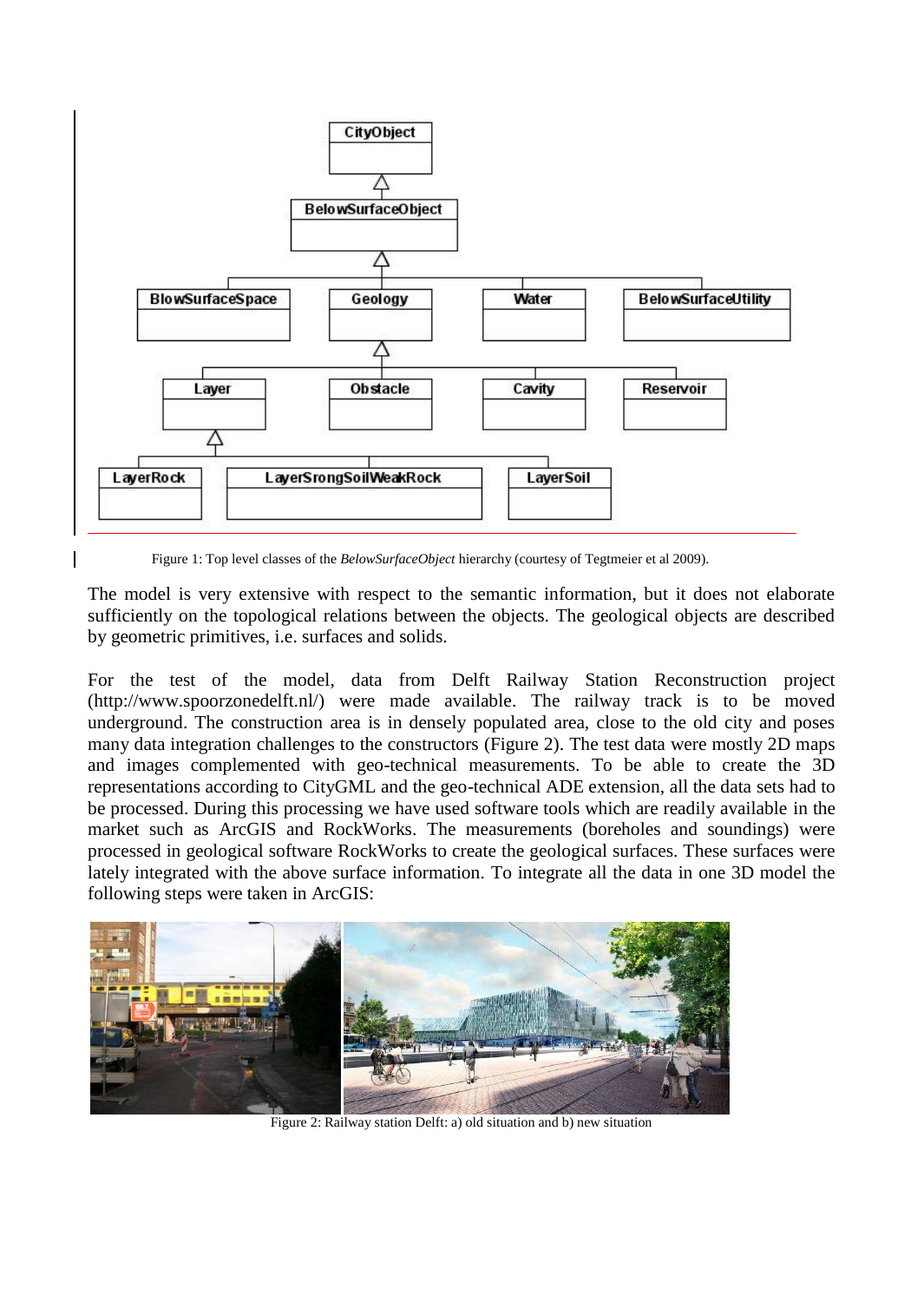Figure 1: Top level classes of the *BelowSurfaceObject* hierarchy (courtesy of Tegtmeier et al 2009).

The model is very extensive with respect to the semantic information, but it does not elaborate sufficiently on the topological relations between the objects. The geological objects are described by geometric primitives, i.e. surfaces and solids.

For the test of the model, data from Delft Railway Station Reconstruction project (http://www.spoorzonedelft.nl/) were made available. The railway track is to be moved underground. The construction area is in densely populated area, close to the old city and poses many data integration challenges to the constructors (Figure 2). The test data were mostly 2D maps and images complemented with geo-technical measurements. To be able to create the 3D representations according to CityGML and the geo-technical ADE extension, all the data sets had to be processed. During this processing we have used software tools which are readily available in the market such as ArcGIS and RockWorks. The measurements (boreholes and soundings) were processed in geological software RockWorks to create the geological surfaces. These surfaces were lately integrated with the above surface information. To integrate all the data in one 3D model the following steps were taken in ArcGIS:

Figure 2: Railway station Delft: a) old situation and b) new situation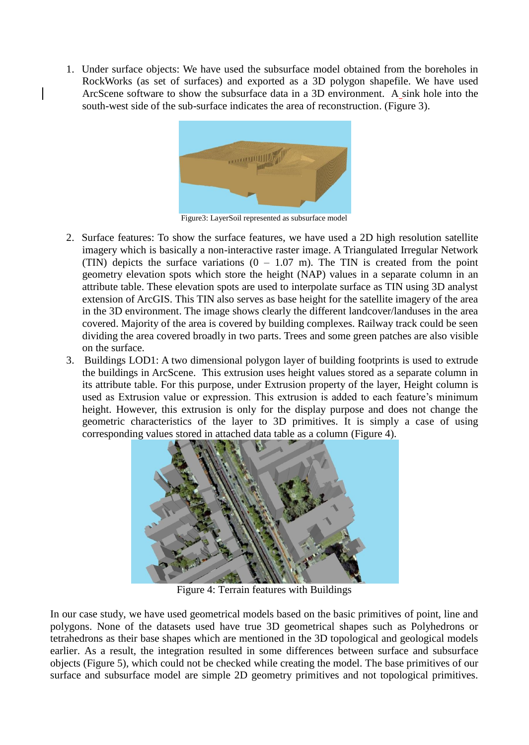1. Under surface objects: We have used the subsurface model obtained from the boreholes in RockWorks (as set of surfaces) and exported as a 3D polygon shapefile. We have used ArcScene software to show the subsurface data in a 3D environment. A sink hole into the south-west side of the sub-surface indicates the area of reconstruction. (Figure 3).

Figure3: LayerSoil represented as subsurface model

2. Surface features: To show the surface features, we have used a 2D high resolution satellite imagery which is basically a non-interactive raster image. A Triangulated Irregular Network (TIN) depicts the surface variations (0 – 1.07 m). The TIN is created from the point geometry elevation spots which store the height (NAP) values in a separate column in an attribute table. These elevation spots are used to interpolate surface as TIN using 3D analyst extension of ArcGIS. This TIN also serves as base height for the satellite imagery of the area in the 3D environment. The image shows clearly the different landcover/landuses in the area covered. Majority of the area is covered by building complexes. Railway track could be seen dividing the area covered broadly in two parts. Trees and some green patches are also visible on the surface.
3. Buildings LOD1: A two dimensional polygon layer of building footprints is used to extrude the buildings in ArcScene. This extrusion uses height values stored as a separate column in its attribute table. For this purpose, under Extrusion property of the layer, Height column is used as Extrusion value or expression. This extrusion is added to each feature's minimum height. However, this extrusion is only for the display purpose and does not change the geometric characteristics of the layer to 3D primitives. It is simply a case of using corresponding values stored in attached data table as a column (Figure 4).

Figure 4: Terrain features with Buildings

In our case study, we have used geometrical models based on the basic primitives of point, line and polygons. None of the datasets used have true 3D geometrical shapes such as Polyhedrons or tetrahedrons as their base shapes which are mentioned in the 3D topological and geological models earlier. As a result, the integration resulted in some differences between surface and subsurface objects (Figure 5), which could not be checked while creating the model. The base primitives of our surface and subsurface model are simple 2D geometry primitives and not topological primitives.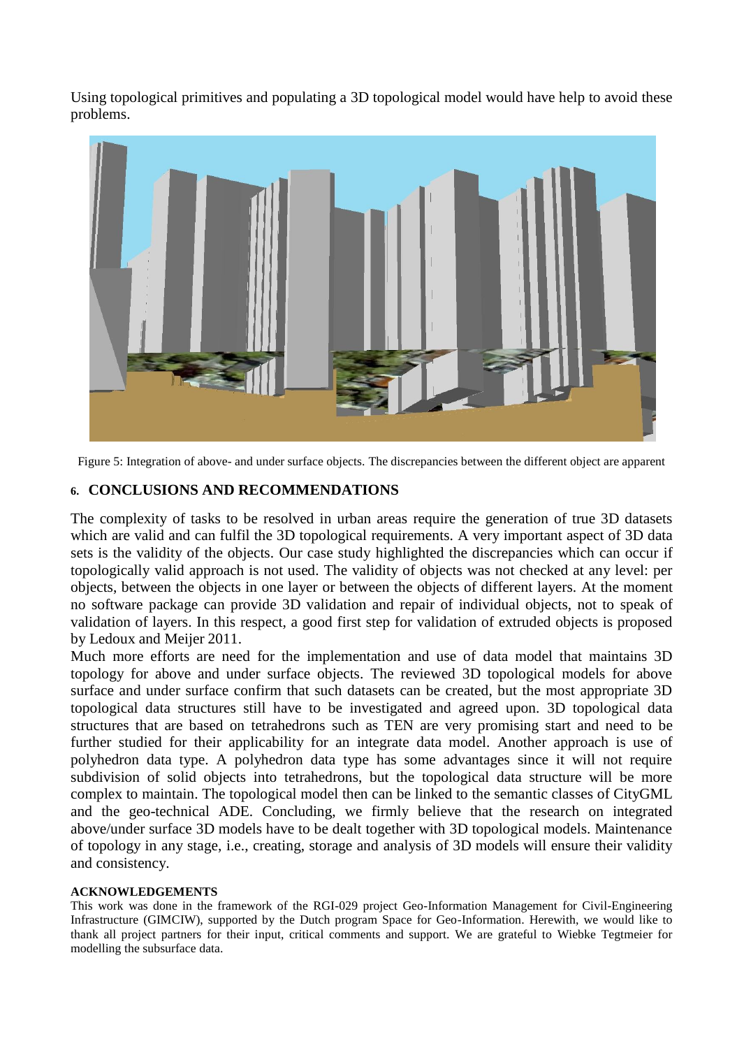Using topological primitives and populating a 3D topological model would have help to avoid these problems.

Figure 5: Integration of above- and under surface objects. The discrepancies between the different object are apparent

## 6. CONCLUSIONS AND RECOMMENDATIONS

The complexity of tasks to be resolved in urban areas require the generation of true 3D datasets which are valid and can fulfil the 3D topological requirements. A very important aspect of 3D data sets is the validity of the objects. Our case study highlighted the discrepancies which can occur if topologically valid approach is not used. The validity of objects was not checked at any level: per objects, between the objects in one layer or between the objects of different layers. At the moment no software package can provide 3D validation and repair of individual objects, not to speak of validation of layers. In this respect, a good first step for validation of extruded objects is proposed by Ledoux and Meijer 2011.

Much more efforts are need for the implementation and use of data model that maintains 3D topology for above and under surface objects. The reviewed 3D topological models for above surface and under surface confirm that such datasets can be created, but the most appropriate 3D topological data structures still have to be investigated and agreed upon. 3D topological data structures that are based on tetrahedrons such as TEN are very promising start and need to be further studied for their applicability for an integrate data model. Another approach is use of polyhedron data type. A polyhedron data type has some advantages since it will not require subdivision of solid objects into tetrahedrons, but the topological data structure will be more complex to maintain. The topological model then can be linked to the semantic classes of CityGML and the geo-technical ADE. Concluding, we firmly believe that the research on integrated above/under surface 3D models have to be dealt together with 3D topological models. Maintenance of topology in any stage, i.e., creating, storage and analysis of 3D models will ensure their validity and consistency.

**ACKNOWLEDGEMENTS**

This work was done in the framework of the RGI-029 project Geo-Information Management for Civil-Engineering Infrastructure (GIMCIW), supported by the Dutch program Space for Geo-Information. Herewith, we would like to thank all project partners for their input, critical comments and support. We are grateful to Wiebke Tegtmeier for modelling the subsurface data.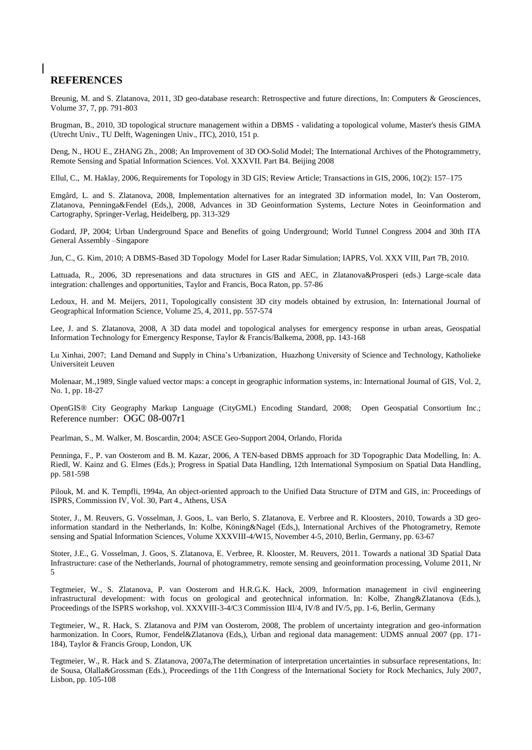## REFERENCES

Breunig, M. and S. Zlatanova, 2011, 3D geo-database research: Retrospective and future directions, In: Computers & Geosciences, Volume 37, 7, pp. 791-803

Brugman, B., 2010, 3D topological structure management within a DBMS - validating a topological volume, Master's thesis GIMA (Utrecht Univ., TU Delft, Wageningen Univ., ITC), 2010, 151 p.

Deng, N., HOU E., ZHANG Zh., 2008; An Improvement of 3D OO-Solid Model; The International Archives of the Photogrammetry, Remote Sensing and Spatial Information Sciences. Vol. XXXVII. Part B4. Beijing 2008

Ellul, C., M. Haklay, 2006, Requirements for Topology in 3D GIS; Review Article; Transactions in GIS, 2006, 10(2): 157–175

Emgård, L. and S. Zlatanova, 2008, Implementation alternatives for an integrated 3D information model, In: Van Oosterom, Zlatanova, Penninga&Fendel (Eds,), 2008, Advances in 3D Geoinformation Systems, Lecture Notes in Geoinformation and Cartography, Springer-Verlag, Heidelberg, pp. 313-329

Godard, JP, 2004; Urban Underground Space and Benefits of going Underground; World Tunnel Congress 2004 and 30th ITA General Assembly –Singapore

Jun, C., G. Kim, 2010; A DBMS-Based 3D Topology Model for Laser Radar Simulation; IAPRS, Vol. XXX VIII, Part 7B, 2010.

Lattuada, R., 2006, 3D represenations and data structures in GIS and AEC, in Zlatanova&Prosperi (eds.) Large-scale data integration: challenges and opportunities, Taylor and Francis, Boca Raton, pp. 57-86

Ledoux, H. and M. Meijers, 2011, Topologically consistent 3D city models obtained by extrusion, In: International Journal of Geographical Information Science, Volume 25, 4, 2011, pp. 557-574

Lee, J. and S. Zlatanova, 2008, A 3D data model and topological analyses for emergency response in urban areas, Geospatial Information Technology for Emergency Response, Taylor & Francis/Balkema, 2008, pp. 143-168

Lu Xinhai, 2007; Land Demand and Supply in China's Urbanization, Huazhong University of Science and Technology, Katholieke Universiteit Leuven

Molenaar, M.,1989, Single valued vector maps: a concept in geographic information systems, in: International Journal of GIS, Vol. 2, No. 1, pp. 18-27

OpenGIS® City Geography Markup Language (CityGML) Encoding Standard, 2008; Open Geospatial Consortium Inc.; Reference number: OGC 08-007r1

Pearlman, S., M. Walker, M. Boscardin, 2004; ASCE Geo-Support 2004, Orlando, Florida

Penninga, F., P. van Oosterom and B. M. Kazar, 2006, A TEN-based DBMS approach for 3D Topographic Data Modelling, In: A. Riedl, W. Kainz and G. Elmes (Eds.); Progress in Spatial Data Handling, 12th International Symposium on Spatial Data Handling, pp. 581-598

Pilouk, M. and K. Tempfli, 1994a, An object-oriented approach to the Unified Data Structure of DTM and GIS, in: Proceedings of ISPRS, Commission IV, Vol. 30, Part 4., Athens, USA

Stoter, J., M. Reuvers, G. Vosselman, J. Goos, L. van Berlo, S. Zlatanova, E. Verbree and R. Kloosters, 2010, Towards a 3D geo-information standard in the Netherlands, In: Kolbe, Köning&Nagel (Eds,), International Archives of the Photogrametry, Remote sensing and Spatial Information Sciences, Volume XXXVIII-4/W15, November 4-5, 2010, Berlin, Germany, pp. 63-67

Stoter, J.E., G. Vosselman, J. Goos, S. Zlatanova, E. Verbree, R. Klooster, M. Reuvers, 2011. Towards a national 3D Spatial Data Infrastructure: case of the Netherlands, Journal of photogrammetry, remote sensing and geoinformation processing, Volume 2011, Nr 5

Tegtmeier, W., S. Zlatanova, P. van Oosterom and H.R.G.K. Hack, 2009, Information management in civil engineering infrastructural development: with focus on geological and geotechnical information. In: Kolbe, Zhang&Zlatanova (Eds.), Proceedings of the ISPRS workshop, vol. XXXVIII-3-4/C3 Commission III/4, IV/8 and IV/5, pp. 1-6, Berlin, Germany

Tegtmeier, W., R. Hack, S. Zlatanova and PJM van Oosterom, 2008, The problem of uncertainty integration and geo-information harmonization. In Coors, Rumor, Fendel&Zlatanova (Eds,), Urban and regional data management: UDMS annual 2007 (pp. 171-184), Taylor & Francis Group, London, UK

Tegtmeier, W., R. Hack and S. Zlatanova, 2007a,The determination of interpretation uncertainties in subsurface representations, In: de Sousa, Olalla&Grossman (Eds.), Proceedings of the 11th Congress of the International Society for Rock Mechanics, July 2007, Lisbon, pp. 105-108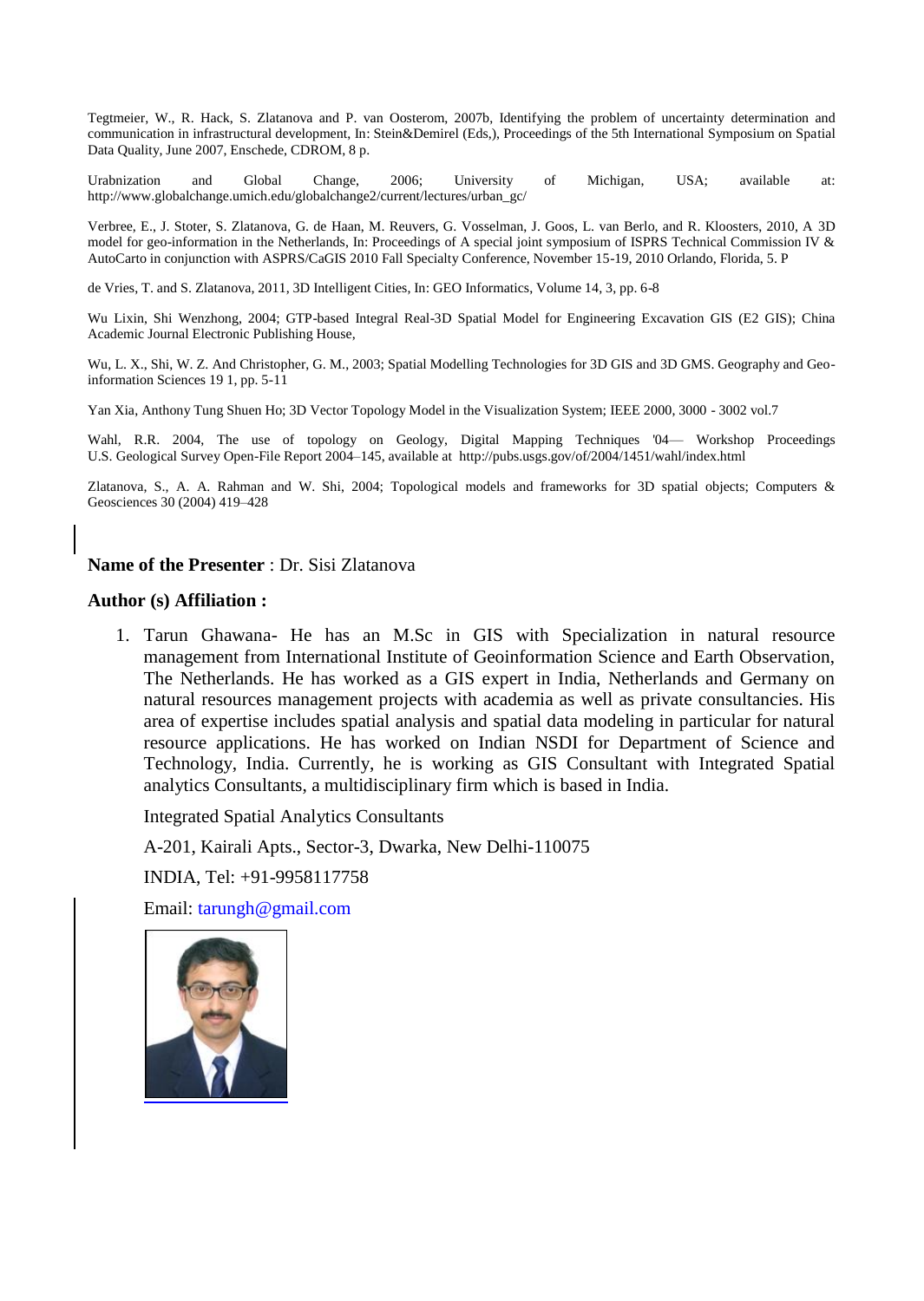Tegtmeier, W., R. Hack, S. Zlatanova and P. van Oosterom, 2007b, Identifying the problem of uncertainty determination and communication in infrastructural development, In: Stein&Demirel (Eds,), Proceedings of the 5th International Symposium on Spatial Data Quality, June 2007, Enschede, CDROM, 8 p.

Urabnization and Global Change, 2006; University of Michigan, USA; available at: http://www.globalchange.umich.edu/globalchange2/current/lectures/urban_gc/

Verbree, E., J. Stoter, S. Zlatanova, G. de Haan, M. Reuvers, G. Vosselman, J. Goos, L. van Berlo, and R. Kloosters, 2010, A 3D model for geo-information in the Netherlands, In: Proceedings of A special joint symposium of ISPRS Technical Commission IV & AutoCarto in conjunction with ASPRS/CaGIS 2010 Fall Specialty Conference, November 15-19, 2010 Orlando, Florida, 5. P

de Vries, T. and S. Zlatanova, 2011, 3D Intelligent Cities, In: GEO Informatics, Volume 14, 3, pp. 6-8

Wu Lixin, Shi Wenzhong, 2004; GTP-based Integral Real-3D Spatial Model for Engineering Excavation GIS (E2 GIS); China Academic Journal Electronic Publishing House,

Wu, L. X., Shi, W. Z. And Christopher, G. M., 2003; Spatial Modelling Technologies for 3D GIS and 3D GMS. Geography and Geo-information Sciences 19 1, pp. 5-11

Yan Xia, Anthony Tung Shuen Ho; 3D Vector Topology Model in the Visualization System; IEEE 2000, 3000 - 3002 vol.7

Wahl, R.R. 2004, The use of topology on Geology, Digital Mapping Techniques '04— Workshop Proceedings U.S. Geological Survey Open-File Report 2004–145, available at http://pubs.usgs.gov/of/2004/1451/wahl/index.html

Zlatanova, S., A. A. Rahman and W. Shi, 2004; Topological models and frameworks for 3D spatial objects; Computers & Geosciences 30 (2004) 419–428

**Name of the Presenter** : Dr. Sisi Zlatanova

**Author (s) Affiliation :**

1. Tarun Ghawana- He has an M.Sc in GIS with Specialization in natural resource management from International Institute of Geoinformation Science and Earth Observation, The Netherlands. He has worked as a GIS expert in India, Netherlands and Germany on natural resources management projects with academia as well as private consultancies. His area of expertise includes spatial analysis and spatial data modeling in particular for natural resource applications. He has worked on Indian NSDI for Department of Science and Technology, India. Currently, he is working as GIS Consultant with Integrated Spatial analytics Consultants, a multidisciplinary firm which is based in India.

   Integrated Spatial Analytics Consultants

   A-201, Kairali Apts., Sector-3, Dwarka, New Delhi-110075

   INDIA, Tel: +91-9958117758

   Email: tarungh@gmail.com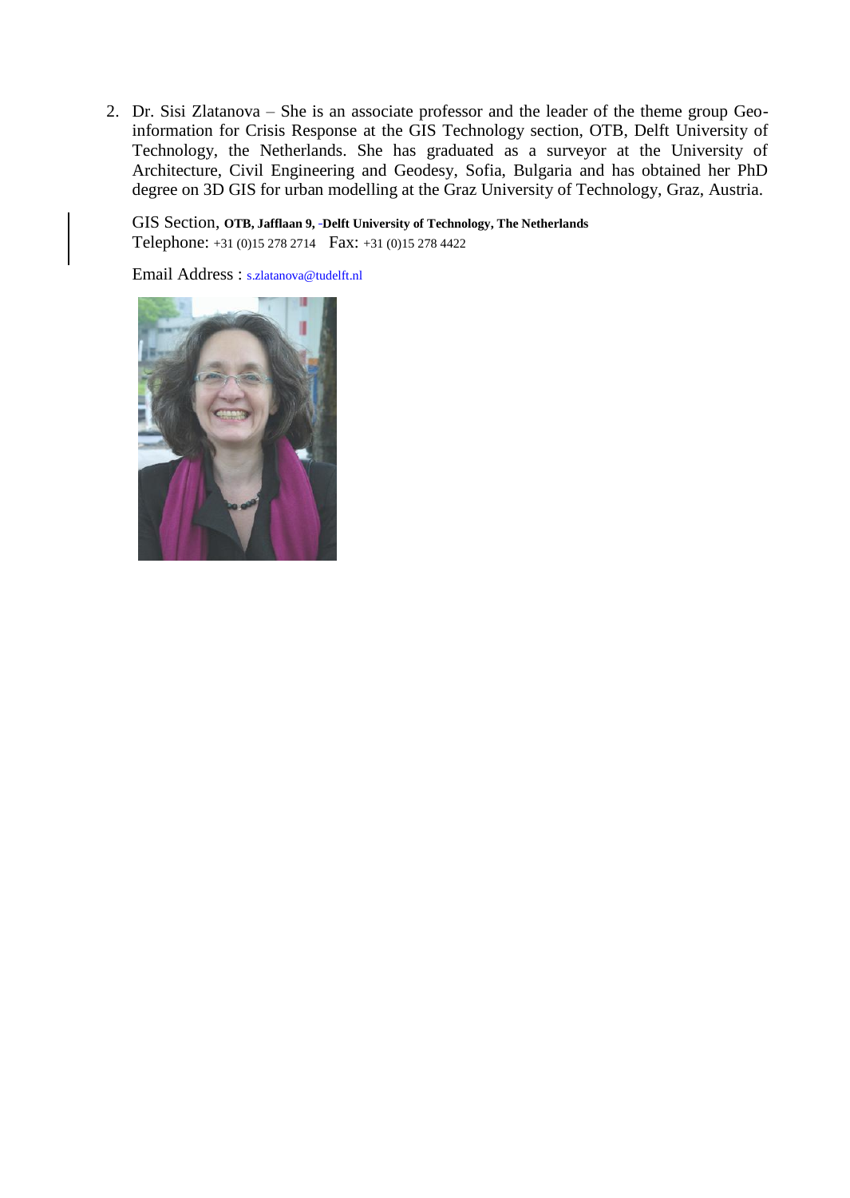2. Dr. Sisi Zlatanova – She is an associate professor and the leader of the theme group Geo-information for Crisis Response at the GIS Technology section, OTB, Delft University of Technology, the Netherlands. She has graduated as a surveyor at the University of Architecture, Civil Engineering and Geodesy, Sofia, Bulgaria and has obtained her PhD degree on 3D GIS for urban modelling at the Graz University of Technology, Graz, Austria.

   GIS Section, **OTB, Jafflaan 9, -Delft University of Technology, The Netherlands**
   Telephone: +31 (0)15 278 2714   Fax: +31 (0)15 278 4422

   Email Address : s.zlatanova@tudelft.nl